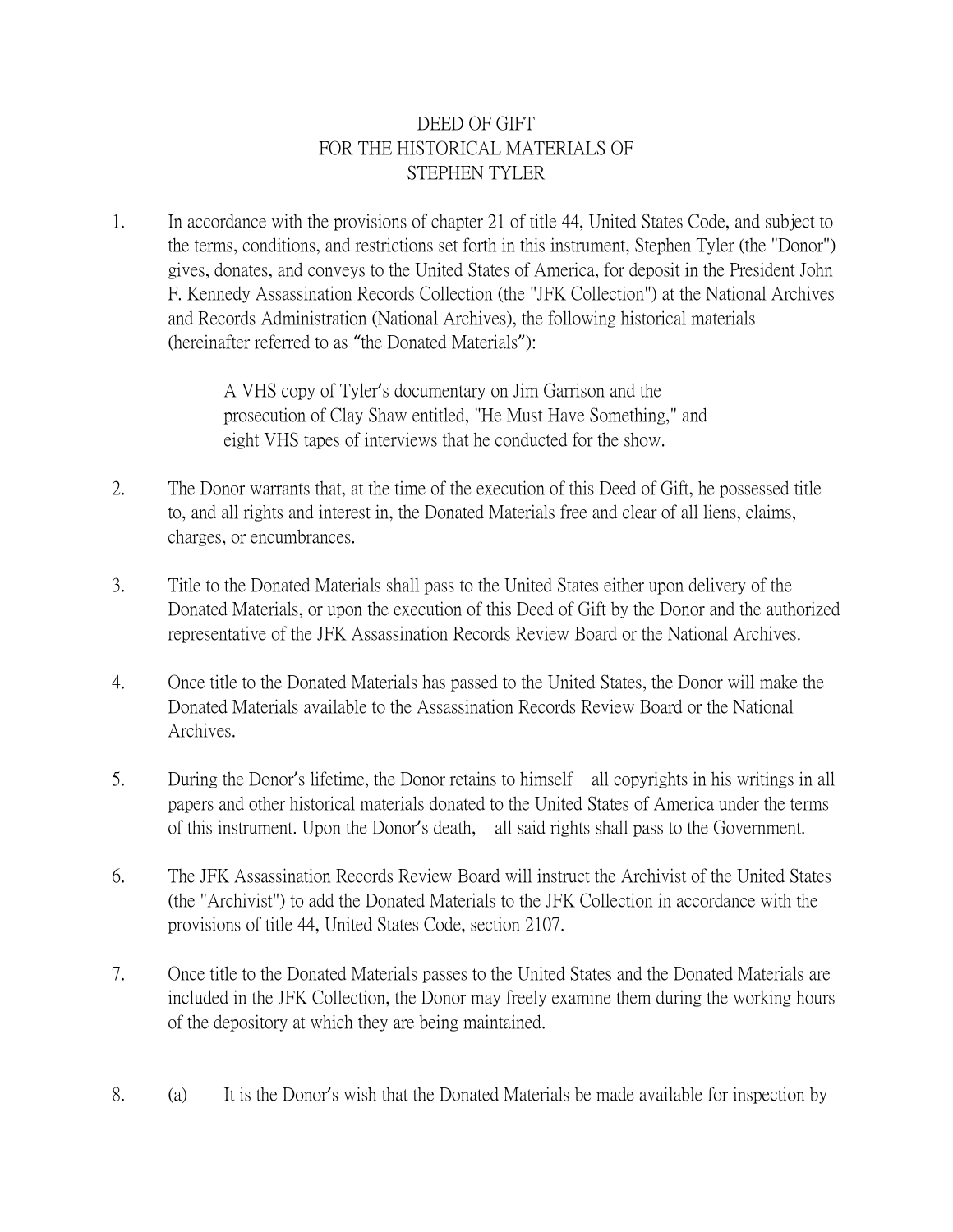# DEED OF GIFT
# FOR THE HISTORICAL MATERIALS OF
# STEPHEN TYLER

1. In accordance with the provisions of chapter 21 of title 44, United States Code, and subject to the terms, conditions, and restrictions set forth in this instrument, Stephen Tyler (the "Donor") gives, donates, and conveys to the United States of America, for deposit in the President John F. Kennedy Assassination Records Collection (the "JFK Collection") at the National Archives and Records Administration (National Archives), the following historical materials (hereinafter referred to as "the Donated Materials"):

   A VHS copy of Tyler's documentary on Jim Garrison and the prosecution of Clay Shaw entitled, "He Must Have Something," and eight VHS tapes of interviews that he conducted for the show.

2. The Donor warrants that, at the time of the execution of this Deed of Gift, he possessed title to, and all rights and interest in, the Donated Materials free and clear of all liens, claims, charges, or encumbrances.

3. Title to the Donated Materials shall pass to the United States either upon delivery of the Donated Materials, or upon the execution of this Deed of Gift by the Donor and the authorized representative of the JFK Assassination Records Review Board or the National Archives.

4. Once title to the Donated Materials has passed to the United States, the Donor will make the Donated Materials available to the Assassination Records Review Board or the National Archives.

5. During the Donor's lifetime, the Donor retains to himself all copyrights in his writings in all papers and other historical materials donated to the United States of America under the terms of this instrument. Upon the Donor's death, all said rights shall pass to the Government.

6. The JFK Assassination Records Review Board will instruct the Archivist of the United States (the "Archivist") to add the Donated Materials to the JFK Collection in accordance with the provisions of title 44, United States Code, section 2107.

7. Once title to the Donated Materials passes to the United States and the Donated Materials are included in the JFK Collection, the Donor may freely examine them during the working hours of the depository at which they are being maintained.

8. (a) It is the Donor's wish that the Donated Materials be made available for inspection by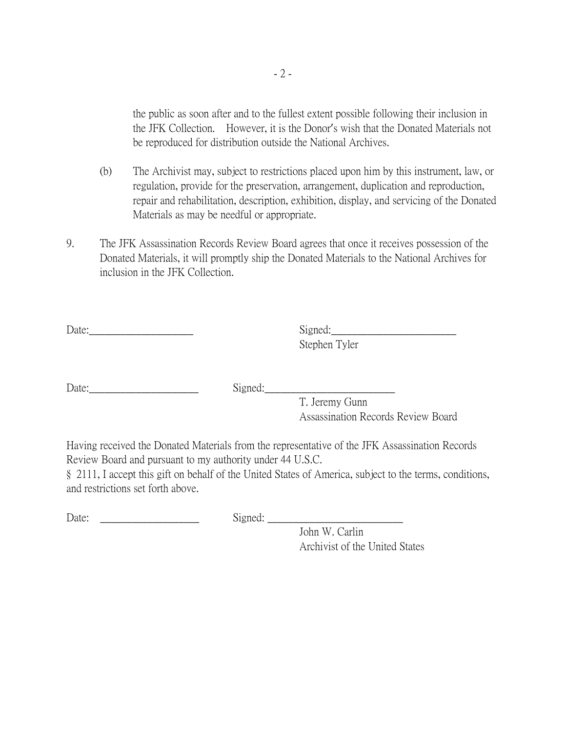the public as soon after and to the fullest extent possible following their inclusion in the JFK Collection. However, it is the Donor's wish that the Donated Materials not be reproduced for distribution outside the National Archives.

(b) The Archivist may, subject to restrictions placed upon him by this instrument, law, or regulation, provide for the preservation, arrangement, duplication and reproduction, repair and rehabilitation, description, exhibition, display, and servicing of the Donated Materials as may be needful or appropriate.

9. The JFK Assassination Records Review Board agrees that once it receives possession of the Donated Materials, it will promptly ship the Donated Materials to the National Archives for inclusion in the JFK Collection.

Date:\_\_\_\_\_\_\_\_\_\_\_\_\_\_\_\_\_\_\_\_ Signed:\_\_\_\_\_\_\_\_\_\_\_\_\_\_\_\_\_\_\_\_\_\_\_\_
Stephen Tyler

Date:\_\_\_\_\_\_\_\_\_\_\_\_\_\_\_\_\_\_\_\_ Signed:\_\_\_\_\_\_\_\_\_\_\_\_\_\_\_\_\_\_\_\_\_\_\_\_
T. Jeremy Gunn
Assassination Records Review Board

Having received the Donated Materials from the representative of the JFK Assassination Records Review Board and pursuant to my authority under 44 U.S.C. § 2111, I accept this gift on behalf of the United States of America, subject to the terms, conditions, and restrictions set forth above.

Date: \_\_\_\_\_\_\_\_\_\_\_\_\_\_\_\_\_\_\_\_ Signed: \_\_\_\_\_\_\_\_\_\_\_\_\_\_\_\_\_\_\_\_\_\_\_\_
John W. Carlin
Archivist of the United States